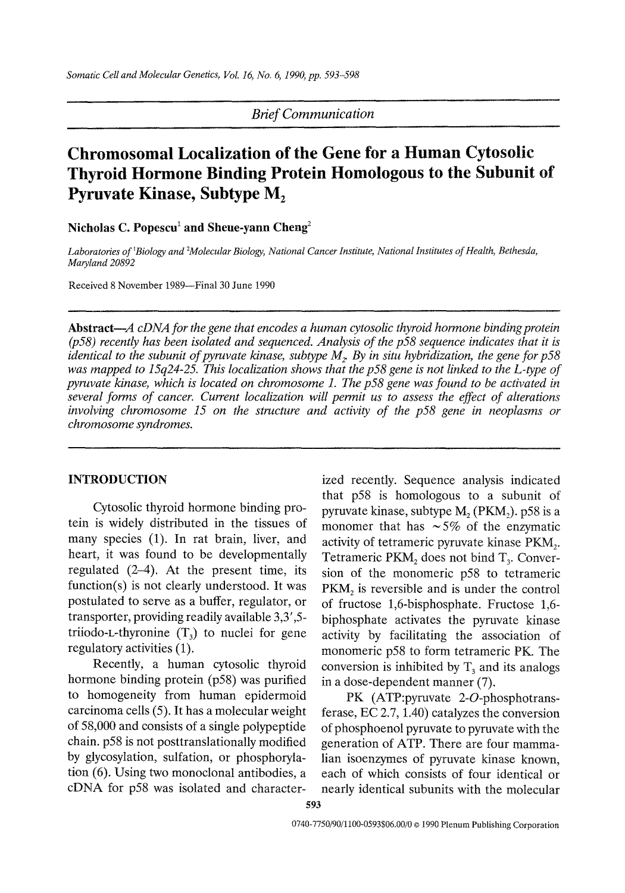*Brief Communication*

# Chromosomal Localization of the Gene for a Human Cytosolic Thyroid Hormone Binding Protein Homologous to the Subunit of Pyruvate Kinase, Subtype $M_2$

**Nicholas C. Popescu[1] and Sheue-yann Cheng[2]**

*Laboratories of [1]Biology and [2]Molecular Biology, National Cancer Institute, National Institutes of Health, Bethesda, Maryland 20892*

Received 8 November 1989—Final 30 June 1990

**Abstract**—*A cDNA for the gene that encodes a human cytosolic thyroid hormone binding protein (p58) recently has been isolated and sequenced. Analysis of the p58 sequence indicates that it is identical to the subunit of pyruvate kinase, subtype $M_2$. By in situ hybridization, the gene for p58 was mapped to 15q24-25. This localization shows that the p58 gene is not linked to the L-type of pyruvate kinase, which is located on chromosome 1. The p58 gene was found to be activated in several forms of cancer. Current localization will permit us to assess the effect of alterations involving chromosome 15 on the structure and activity of the p58 gene in neoplasms or chromosome syndromes.*

## INTRODUCTION

Cytosolic thyroid hormone binding protein is widely distributed in the tissues of many species (1). In rat brain, liver, and heart, it was found to be developmentally regulated (2–4). At the present time, its function(s) is not clearly understood. It was postulated to serve as a buffer, regulator, or transporter, providing readily available 3,3',5-triiodo-L-thyronine ($T_3$) to nuclei for gene regulatory activities (1).

Recently, a human cytosolic thyroid hormone binding protein (p58) was purified to homogeneity from human epidermoid carcinoma cells (5). It has a molecular weight of 58,000 and consists of a single polypeptide chain. p58 is not posttranslationally modified by glycosylation, sulfation, or phosphorylation (6). Using two monoclonal antibodies, a cDNA for p58 was isolated and characterized recently. Sequence analysis indicated that p58 is homologous to a subunit of pyruvate kinase, subtype $M_2$ ($PKM_2$). p58 is a monomer that has ~5% of the enzymatic activity of tetrameric pyruvate kinase $PKM_2$. Tetrameric $PKM_2$ does not bind $T_3$. Conversion of the monomeric p58 to tetrameric $PKM_2$ is reversible and is under the control of fructose 1,6-bisphosphate. Fructose 1,6-biphosphate activates the pyruvate kinase activity by facilitating the association of monomeric p58 to form tetrameric PK. The conversion is inhibited by $T_3$ and its analogs in a dose-dependent manner (7).

PK (ATP:pyruvate 2-*O*-phosphotransferase, EC 2.7, 1.40) catalyzes the conversion of phosphoenol pyruvate to pyruvate with the generation of ATP. There are four mammalian isoenzymes of pyruvate kinase known, each of which consists of four identical or nearly identical subunits with the molecular

0740-7750/90/1100-0593$06.00/0 © 1990 Plenum Publishing Corporation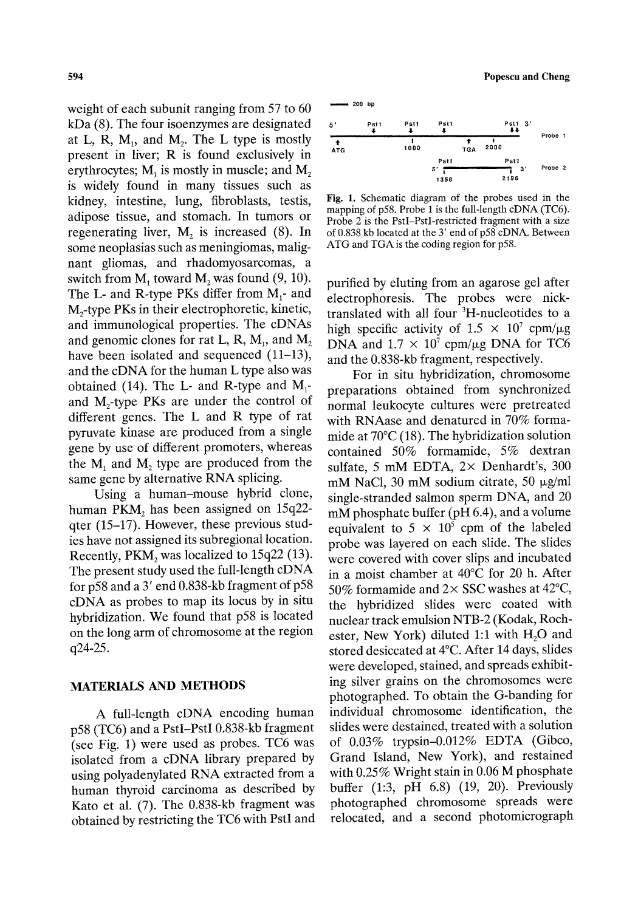weight of each subunit ranging from 57 to 60 kDa (8). The four isoenzymes are designated at L, R, $M_1$, and $M_2$. The L type is mostly present in liver; R is found exclusively in erythrocytes; $M_1$ is mostly in muscle; and $M_2$ is widely found in many tissues such as kidney, intestine, lung, fibroblasts, testis, adipose tissue, and stomach. In tumors or regenerating liver, $M_2$ is increased (8). In some neoplasias such as meningiomas, malignant gliomas, and rhadomyosarcomas, a switch from $M_1$ toward $M_2$ was found (9, 10). The L- and R-type PKs differ from $M_1$- and $M_2$-type PKs in their electrophoretic, kinetic, and immunological properties. The cDNAs and genomic clones for rat L, R, $M_1$, and $M_2$ have been isolated and sequenced (11–13), and the cDNA for the human L type also was obtained (14). The L- and R-type and $M_1$- and $M_2$-type PKs are under the control of different genes. The L and R type of rat pyruvate kinase are produced from a single gene by use of different promoters, whereas the $M_1$ and $M_2$ type are produced from the same gene by alternative RNA splicing.

Using a human–mouse hybrid clone, human $PKM_2$ has been assigned on 15q22-qter (15–17). However, these previous studies have not assigned its subregional location. Recently, $PKM_2$ was localized to 15q22 (13). The present study used the full-length cDNA for p58 and a 3′ end 0.838-kb fragment of p58 cDNA as probes to map its locus by in situ hybridization. We found that p58 is located on the long arm of chromosome at the region q24-25.

## MATERIALS AND METHODS

A full-length cDNA encoding human p58 (TC6) and a PstI–PstI 0.838-kb fragment (see Fig. 1) were used as probes. TC6 was isolated from a cDNA library prepared by using polyadenylated RNA extracted from a human thyroid carcinoma as described by Kato et al. (7). The 0.838-kb fragment was obtained by restricting the TC6 with PstI and purified by eluting from an agarose gel after electrophoresis. The probes were nick-translated with all four $^3H$-nucleotides to a high specific activity of $1.5 \times 10^7$ cpm/μg DNA and $1.7 \times 10^7$ cpm/μg DNA for TC6 and the 0.838-kb fragment, respectively.

For in situ hybridization, chromosome preparations obtained from synchronized normal leukocyte cultures were pretreated with RNAase and denatured in 70% formamide at 70°C (18). The hybridization solution contained 50% formamide, 5% dextran sulfate, 5 mM EDTA, 2× Denhardt's, 300 mM NaCl, 30 mM sodium citrate, 50 μg/ml single-stranded salmon sperm DNA, and 20 mM phosphate buffer (pH 6.4), and a volume equivalent to $5 \times 10^5$ cpm of the labeled probe was layered on each slide. The slides were covered with cover slips and incubated in a moist chamber at 40°C for 20 h. After 50% formamide and 2× SSC washes at 42°C, the hybridized slides were coated with nuclear track emulsion NTB-2 (Kodak, Rochester, New York) diluted 1:1 with $H_2O$ and stored desiccated at 4°C. After 14 days, slides were developed, stained, and spreads exhibiting silver grains on the chromosomes were photographed. To obtain the G-banding for individual chromosome identification, the slides were destained, treated with a solution of 0.03% trypsin–0.012% EDTA (Gibco, Grand Island, New York), and restained with 0.25% Wright stain in 0.06 M phosphate buffer (1:3, pH 6.8) (19, 20). Previously photographed chromosome spreads were relocated, and a second photomicrograph

**Fig. 1.** Schematic diagram of the probes used in the mapping of p58. Probe 1 is the full-length cDNA (TC6). Probe 2 is the PstI–PstI-restricted fragment with a size of 0.838 kb located at the 3′ end of p58 cDNA. Between ATG and TGA is the coding region for p58.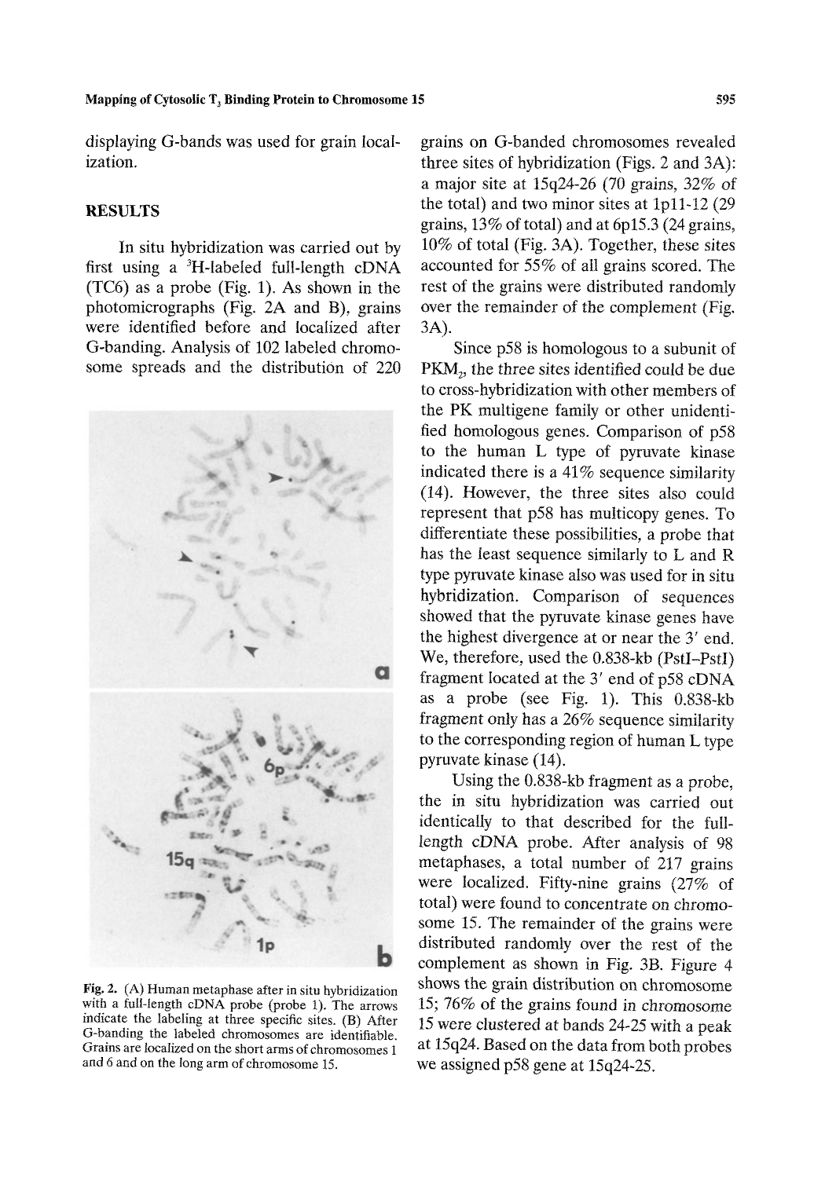displaying G-bands was used for grain localization.

## RESULTS

In situ hybridization was carried out by first using a $^3$H-labeled full-length cDNA (TC6) as a probe (Fig. 1). As shown in the photomicrographs (Fig. 2A and B), grains were identified before and localized after G-banding. Analysis of 102 labeled chromosome spreads and the distribution of 220 grains on G-banded chromosomes revealed three sites of hybridization (Figs. 2 and 3A): a major site at 15q24-26 (70 grains, 32% of the total) and two minor sites at 1p11-12 (29 grains, 13% of total) and at 6p15.3 (24 grains, 10% of total (Fig. 3A). Together, these sites accounted for 55% of all grains scored. The rest of the grains were distributed randomly over the remainder of the complement (Fig. 3A).

Fig. 2. (A) Human metaphase after in situ hybridization with a full-length cDNA probe (probe 1). The arrows indicate the labeling at three specific sites. (B) After G-banding the labeled chromosomes are identifiable. Grains are localized on the short arms of chromosomes 1 and 6 and on the long arm of chromosome 15.

Since p58 is homologous to a subunit of $PKM_2$, the three sites identified could be due to cross-hybridization with other members of the PK multigene family or other unidentified homologous genes. Comparison of p58 to the human L type of pyruvate kinase indicated there is a 41% sequence similarity (14). However, the three sites also could represent that p58 has multicopy genes. To differentiate these possibilities, a probe that has the least sequence similarly to L and R type pyruvate kinase also was used for in situ hybridization. Comparison of sequences showed that the pyruvate kinase genes have the highest divergence at or near the 3′ end. We, therefore, used the 0.838-kb (PstI–PstI) fragment located at the 3′ end of p58 cDNA as a probe (see Fig. 1). This 0.838-kb fragment only has a 26% sequence similarity to the corresponding region of human L type pyruvate kinase (14).

Using the 0.838-kb fragment as a probe, the in situ hybridization was carried out identically to that described for the full-length cDNA probe. After analysis of 98 metaphases, a total number of 217 grains were localized. Fifty-nine grains (27% of total) were found to concentrate on chromosome 15. The remainder of the grains were distributed randomly over the rest of the complement as shown in Fig. 3B. Figure 4 shows the grain distribution on chromosome 15; 76% of the grains found in chromosome 15 were clustered at bands 24-25 with a peak at 15q24. Based on the data from both probes we assigned p58 gene at 15q24-25.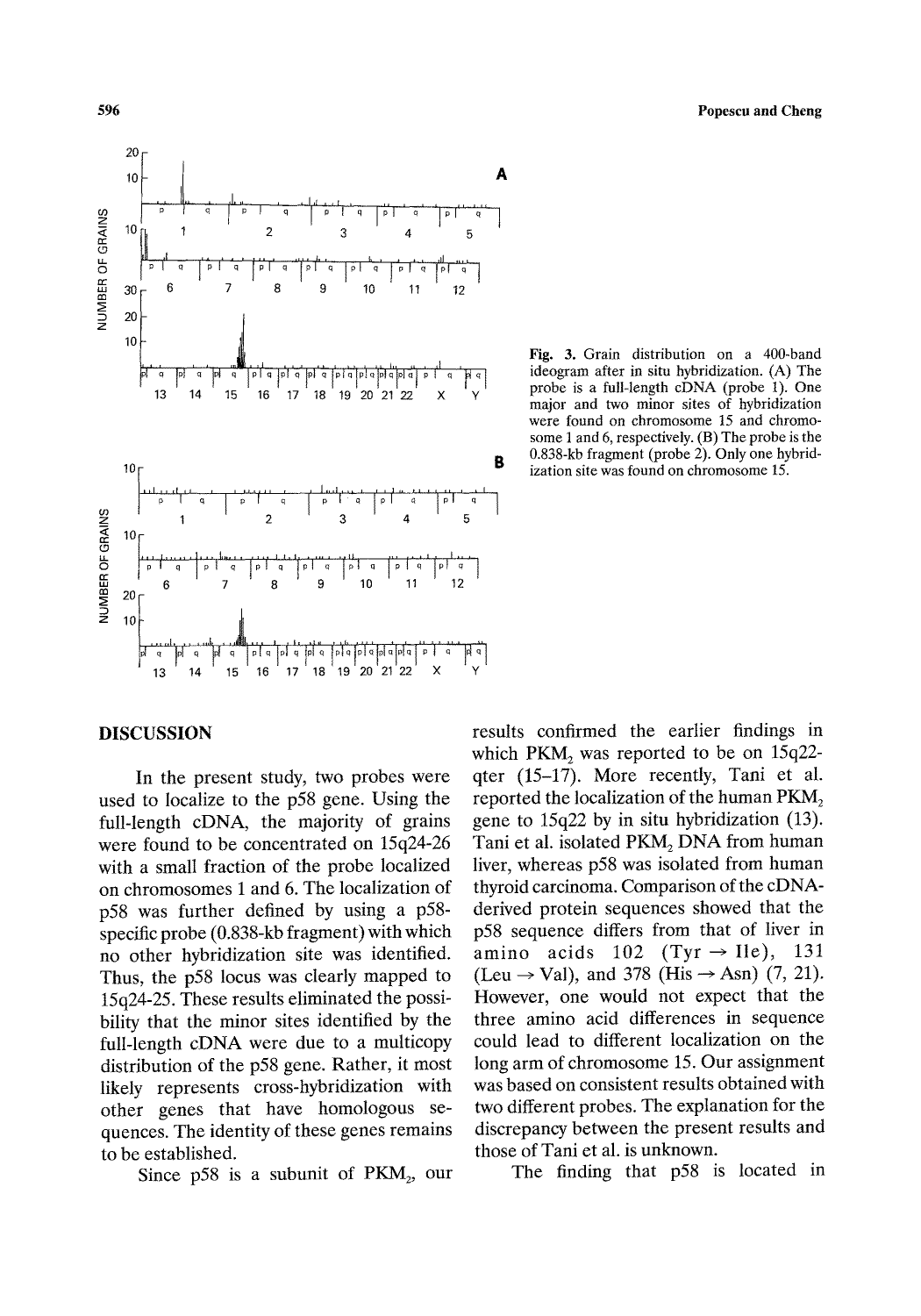20

10

A

NUMBER OF GRAINS

p q p q p q p q p q

1 2 3 4 5

10

p q p q p q p q p q p q p q

6 7 8 9 10 11 12

30

20

10

p q p q p q p q p q p q p q p q p q p q p q p q p q

13 14 15 16 17 18 19 20 21 22 X Y

10

B

NUMBER OF GRAINS

p q p q p q p q p q

1 2 3 4 5

10

p q p q p q p q p q p q p q

6 7 8 9 10 11 12

20

10

p q p q p q p q p q p q p q p q p q p q p q p q p q

13 14 15 16 17 18 19 20 21 22 X Y

**Fig. 3.** Grain distribution on a 400-band ideogram after in situ hybridization. (A) The probe is a full-length cDNA (probe 1). One major and two minor sites of hybridization were found on chromosome 15 and chromosome 1 and 6, respectively. (B) The probe is the 0.838-kb fragment (probe 2). Only one hybridization site was found on chromosome 15.

## DISCUSSION

In the present study, two probes were used to localize to the p58 gene. Using the full-length cDNA, the majority of grains were found to be concentrated on 15q24-26 with a small fraction of the probe localized on chromosomes 1 and 6. The localization of p58 was further defined by using a p58-specific probe (0.838-kb fragment) with which no other hybridization site was identified. Thus, the p58 locus was clearly mapped to 15q24-25. These results eliminated the possibility that the minor sites identified by the full-length cDNA were due to a multicopy distribution of the p58 gene. Rather, it most likely represents cross-hybridization with other genes that have homologous sequences. The identity of these genes remains to be established.

Since p58 is a subunit of $PKM_2$, our results confirmed the earlier findings in which $PKM_2$ was reported to be on 15q22-qter (15–17). More recently, Tani et al. reported the localization of the human $PKM_2$ gene to 15q22 by in situ hybridization (13). Tani et al. isolated $PKM_2$ DNA from human liver, whereas p58 was isolated from human thyroid carcinoma. Comparison of the cDNA-derived protein sequences showed that the p58 sequence differs from that of liver in amino acids 102 (Tyr → Ile), 131 (Leu → Val), and 378 (His → Asn) (7, 21). However, one would not expect that the three amino acid differences in sequence could lead to different localization on the long arm of chromosome 15. Our assignment was based on consistent results obtained with two different probes. The explanation for the discrepancy between the present results and those of Tani et al. is unknown.

The finding that p58 is located in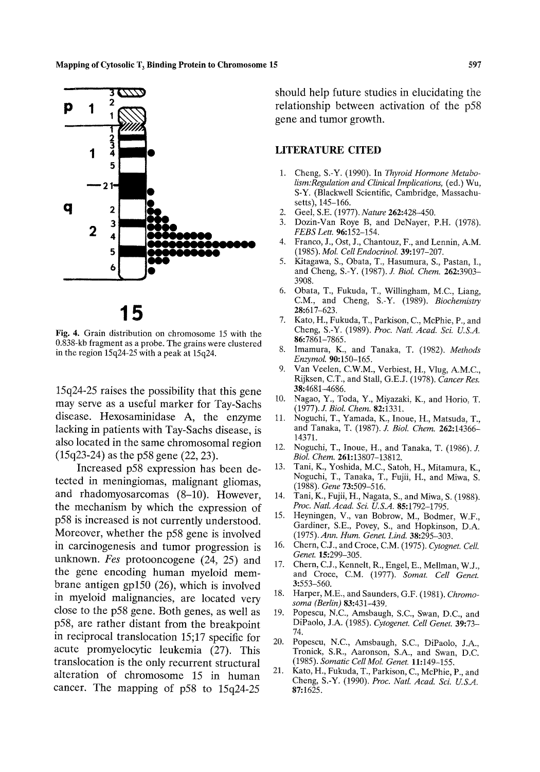p 1 2 1 3 2 1 1 2 3 4 5 21 q 2 2 3 4 5 6

15

Fig. 4. Grain distribution on chromosome 15 with the 0.838-kb fragment as a probe. The grains were clustered in the region 15q24-25 with a peak at 15q24.

15q24-25 raises the possibility that this gene may serve as a useful marker for Tay-Sachs disease. Hexosaminidase A, the enzyme lacking in patients with Tay-Sachs disease, is also located in the same chromosomal region (15q23-24) as the p58 gene (22, 23).

Increased p58 expression has been detected in meningiomas, malignant gliomas, and rhadomyosarcomas (8–10). However, the mechanism by which the expression of p58 is increased is not currently understood. Moreover, whether the p58 gene is involved in carcinogenesis and tumor progression is unknown. *Fes* protooncogene (24, 25) and the gene encoding human myeloid membrane antigen gp150 (26), which is involved in myeloid malignancies, are located very close to the p58 gene. Both genes, as well as p58, are rather distant from the breakpoint in reciprocal translocation 15;17 specific for acute promyelocytic leukemia (27). This translocation is the only recurrent structural alteration of chromosome 15 in human cancer. The mapping of p58 to 15q24-25 should help future studies in elucidating the relationship between activation of the p58 gene and tumor growth.

## LITERATURE CITED

1. Cheng, S.-Y. (1990). In *Thyroid Hormone Metabolism:Regulation and Clinical Implications,* (ed.) Wu, S-Y. (Blackwell Scientific, Cambridge, Massachusetts), 145–166.
2. Geel, S.E. (1977). *Nature* **262:**428–450.
3. Dozin-Van Roye B, and DeNayer, P.H. (1978). *FEBS Lett.* **96:**152–154.
4. Franco, J., Ost, J., Chantouz, F., and Lennin, A.M. (1985). *Mol. Cell Endocrinol.* **39:**197–207.
5. Kitagawa, S., Obata, T., Hasumura, S., Pastan, I., and Cheng, S.-Y. (1987). *J. Biol. Chem.* **262:**3903–3908.
6. Obata, T., Fukuda, T., Willingham, M.C., Liang, C.M., and Cheng, S.-Y. (1989). *Biochemistry* **28:**617–623.
7. Kato, H., Fukuda, T., Parkison, C., McPhie, P., and Cheng, S.-Y. (1989). *Proc. Natl. Acad. Sci. U.S.A.* **86:**7861–7865.
8. Imamura, K., and Tanaka, T. (1982). *Methods Enzymol.* **90:**150–165.
9. Van Veelen, C.W.M., Verbiest, H., Vlug, A.M.C., Rijksen, C.T., and Stall, G.E.J. (1978). *Cancer Res.* **38:**4681–4686.
10. Nagao, Y., Toda, Y., Miyazaki, K., and Horio, T. (1977). *J. Biol. Chem.* **82:**1331.
11. Noguchi, T., Yamada, K., Inoue, H., Matsuda, T., and Tanaka, T. (1987). *J. Biol. Chem.* **262:**14366–14371.
12. Noguchi, T., Inoue, H., and Tanaka, T. (1986). *J. Biol. Chem.* **261:**13807–13812.
13. Tani, K., Yoshida, M.C., Satoh, H., Mitamura, K., Noguchi, T., Tanaka, T., Fujii, H., and Miwa, S. (1988). *Gene* **73:**509–516.
14. Tani, K., Fujii, H., Nagata, S., and Miwa, S. (1988). *Proc. Natl. Acad. Sci. U.S.A.* **85:**1792–1795.
15. Heyningen, V., van Bobrow, M., Bodmer, W.F., Gardiner, S.E., Povey, S., and Hopkinson, D.A. (1975). *Ann. Hum. Genet. Lind.* **38:**295–303.
16. Chern, C.J., and Croce, C.M. (1975). *Cytognet. Cell. Genet.* **15:**299–305.
17. Chern, C.J., Kennelt, R., Engel, E., Mellman, W.J., and Croce, C.M. (1977). *Somat. Cell Genet.* **3:**553–560.
18. Harper, M.E., and Saunders, G.F. (1981). *Chromosoma (Berlin)* **83:**431–439.
19. Popescu, N.C., Amsbaugh, S.C., Swan, D.C., and DiPaolo, J.A. (1985). *Cytogenet. Cell Genet.* **39:**73–74.
20. Popescu, N.C., Amsbaugh, S.C., DiPaolo, J.A., Tronick, S.R., Aaronson, S.A., and Swan, D.C. (1985). *Somatic Cell Mol. Genet.* **11:**149–155.
21. Kato, H., Fukuda, T., Parkison, C., McPhie, P., and Cheng, S.-Y. (1990). *Proc. Natl. Acad. Sci. U.S.A.* **87:**1625.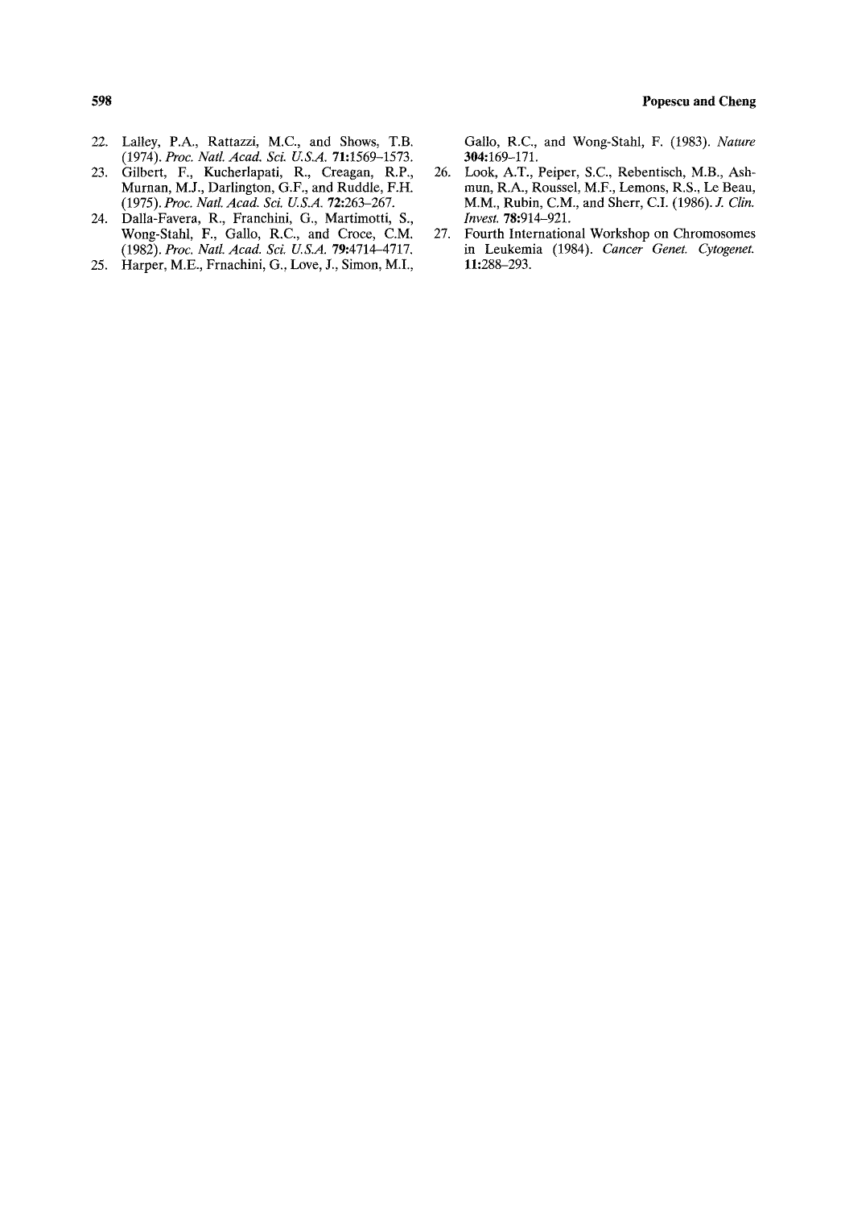22. Lalley, P.A., Rattazzi, M.C., and Shows, T.B. (1974). *Proc. Natl. Acad. Sci. U.S.A.* **71:**1569–1573.
23. Gilbert, F., Kucherlapati, R., Creagan, R.P., Murnan, M.J., Darlington, G.F., and Ruddle, F.H. (1975). *Proc. Natl. Acad. Sci. U.S.A.* **72:**263–267.
24. Dalla-Favera, R., Franchini, G., Martimotti, S., Wong-Stahl, F., Gallo, R.C., and Croce, C.M. (1982). *Proc. Natl. Acad. Sci. U.S.A.* **79:**4714–4717.
25. Harper, M.E., Frnachini, G., Love, J., Simon, M.I., Gallo, R.C., and Wong-Stahl, F. (1983). *Nature* **304:**169–171.
26. Look, A.T., Peiper, S.C., Rebentisch, M.B., Ashmun, R.A., Roussel, M.F., Lemons, R.S., Le Beau, M.M., Rubin, C.M., and Sherr, C.I. (1986). *J. Clin. Invest.* **78:**914–921.
27. Fourth International Workshop on Chromosomes in Leukemia (1984). *Cancer Genet. Cytogenet.* **11:**288–293.